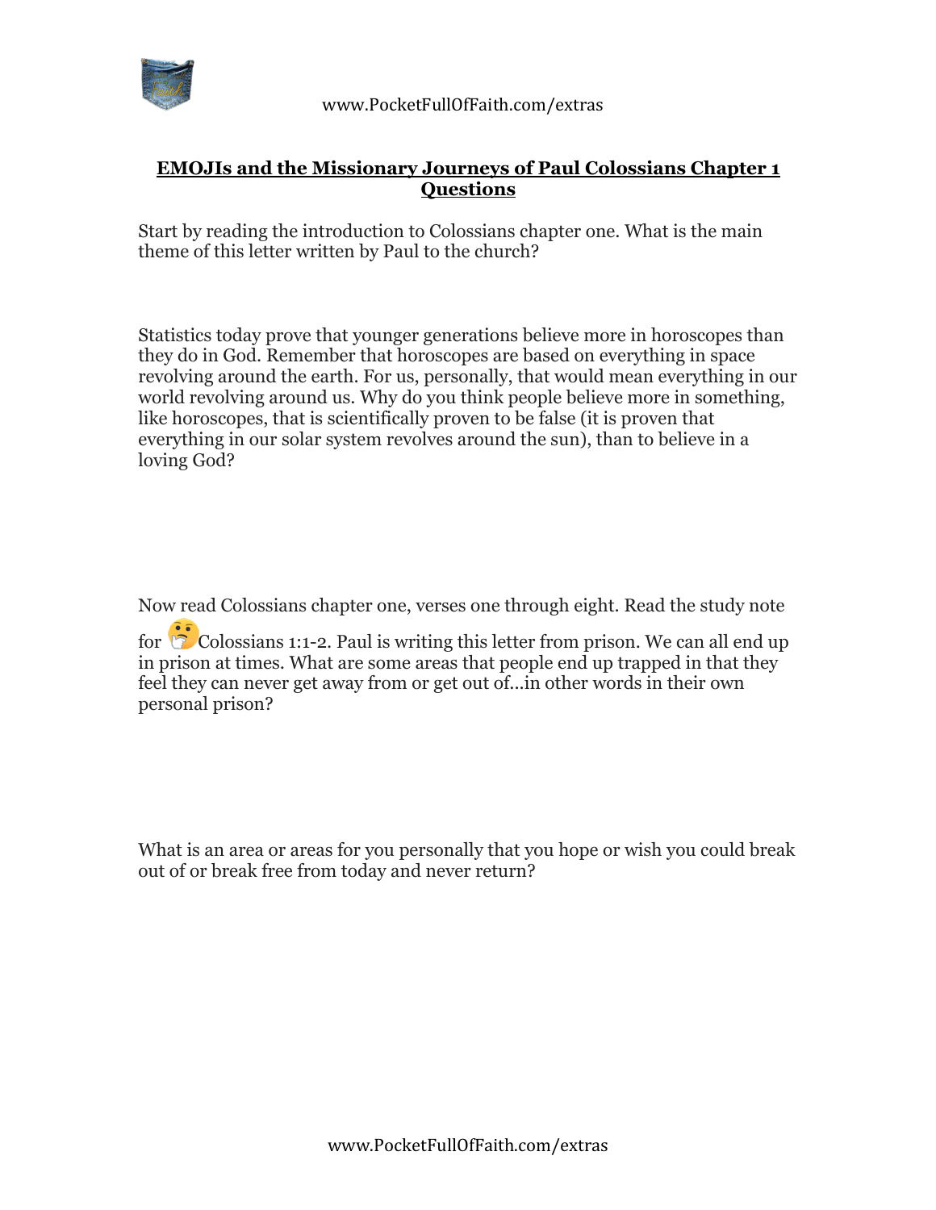# EMOJIs and the Missionary Journeys of Paul Colossians Chapter 1 Questions

Start by reading the introduction to Colossians chapter one. What is the main theme of this letter written by Paul to the church?

Statistics today prove that younger generations believe more in horoscopes than they do in God. Remember that horoscopes are based on everything in space revolving around the earth. For us, personally, that would mean everything in our world revolving around us. Why do you think people believe more in something, like horoscopes, that is scientifically proven to be false (it is proven that everything in our solar system revolves around the sun), than to believe in a loving God?

Now read Colossians chapter one, verses one through eight. Read the study note for 🤔Colossians 1:1-2. Paul is writing this letter from prison. We can all end up in prison at times. What are some areas that people end up trapped in that they feel they can never get away from or get out of…in other words in their own personal prison?

What is an area or areas for you personally that you hope or wish you could break out of or break free from today and never return?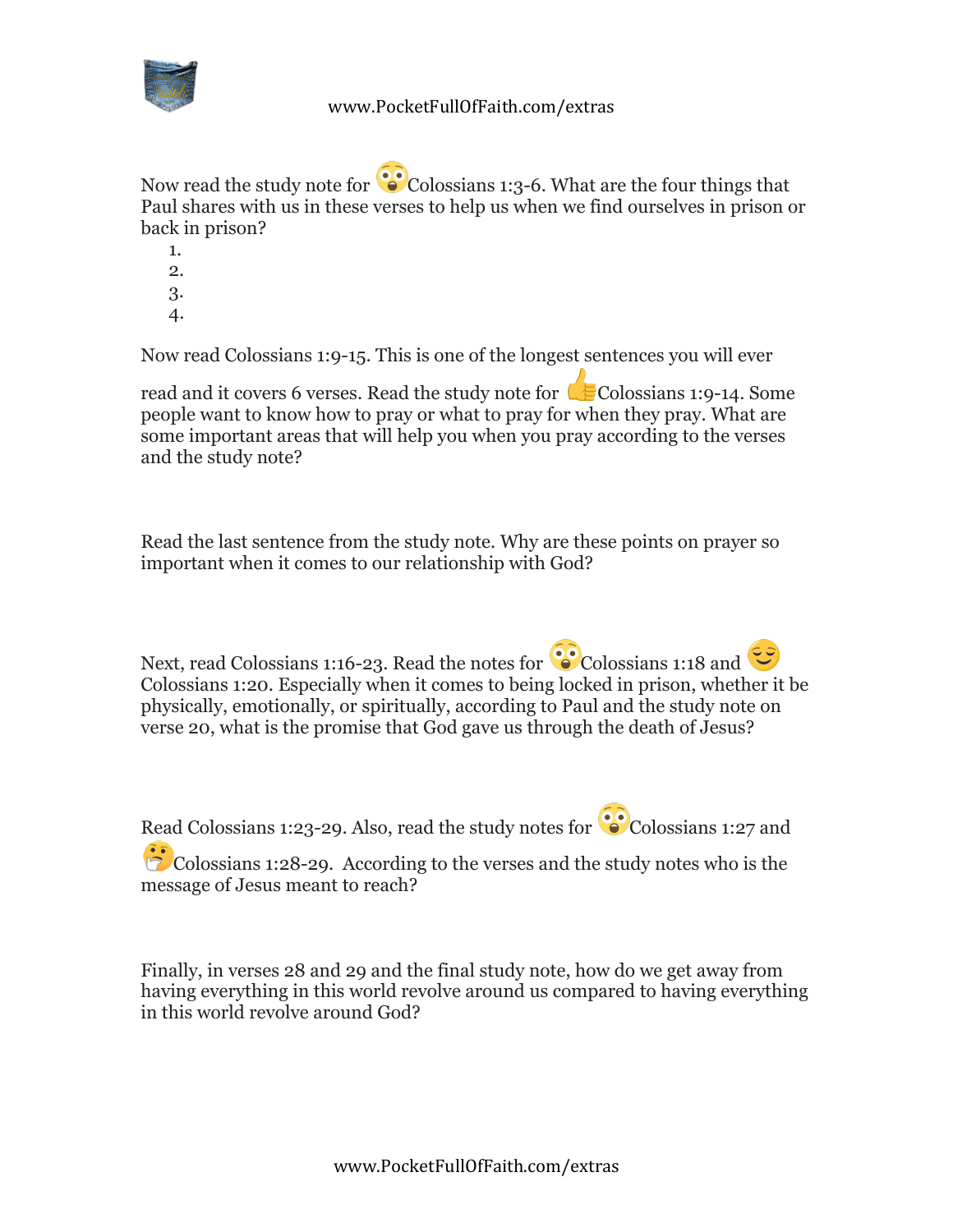Now read the study note for 😲Colossians 1:3-6. What are the four things that Paul shares with us in these verses to help us when we find ourselves in prison or back in prison?

1.
2.
3.
4.

Now read Colossians 1:9-15. This is one of the longest sentences you will ever read and it covers 6 verses. Read the study note for 👍Colossians 1:9-14. Some people want to know how to pray or what to pray for when they pray. What are some important areas that will help you when you pray according to the verses and the study note?

Read the last sentence from the study note. Why are these points on prayer so important when it comes to our relationship with God?

Next, read Colossians 1:16-23. Read the notes for 😲Colossians 1:18 and 😌 Colossians 1:20. Especially when it comes to being locked in prison, whether it be physically, emotionally, or spiritually, according to Paul and the study note on verse 20, what is the promise that God gave us through the death of Jesus?

Read Colossians 1:23-29. Also, read the study notes for 😲Colossians 1:27 and 🤔Colossians 1:28-29. According to the verses and the study notes who is the message of Jesus meant to reach?

Finally, in verses 28 and 29 and the final study note, how do we get away from having everything in this world revolve around us compared to having everything in this world revolve around God?